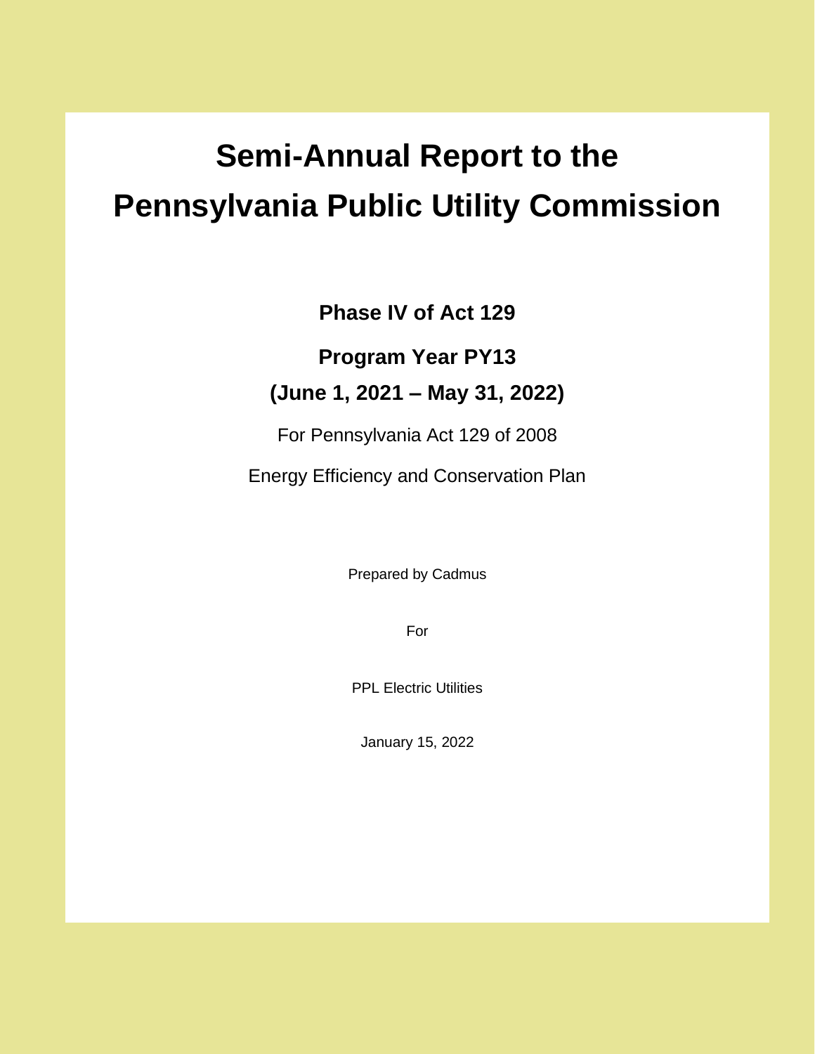# Semi-Annual Report to the Pennsylvania Public Utility Commission

**Phase IV of Act 129**

**Program Year PY13**

**(June 1, 2021 – May 31, 2022)**

For Pennsylvania Act 129 of 2008

Energy Efficiency and Conservation Plan

Prepared by Cadmus

For

PPL Electric Utilities

January 15, 2022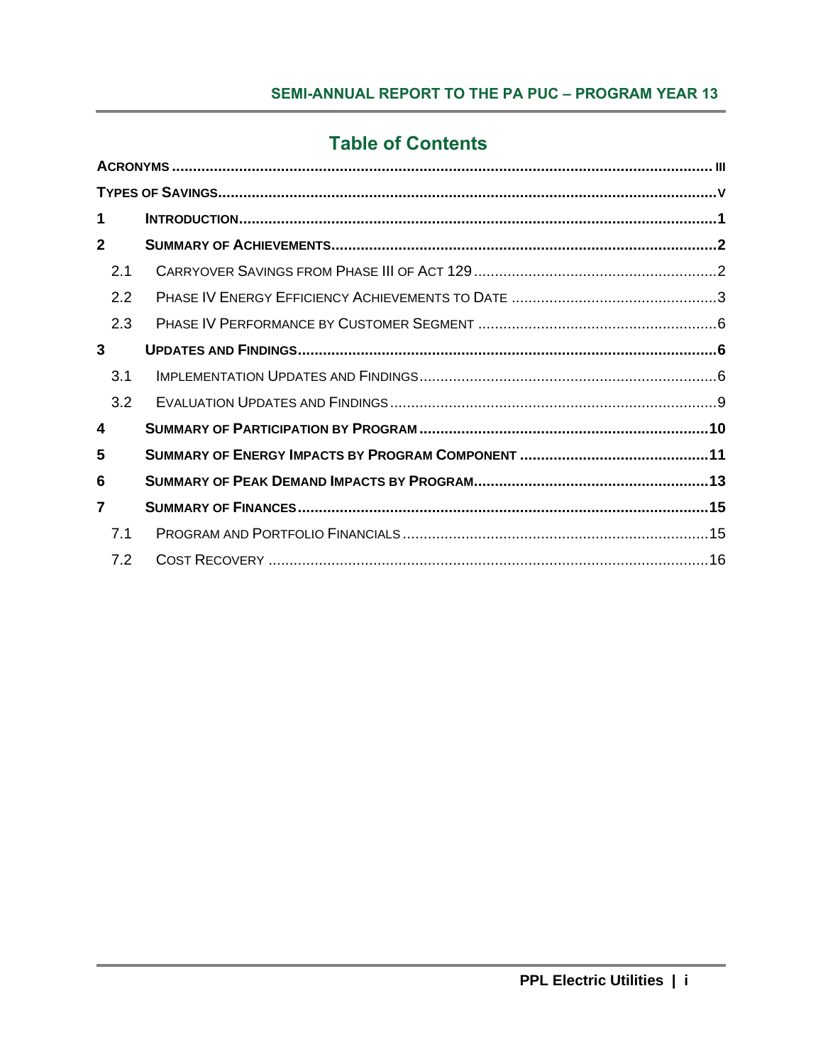# Table of Contents

- **Acronyms** ... iii
- **Types of Savings** ... v
- **1 Introduction** ... 1
- **2 Summary of Achievements** ... 2
  - 2.1 Carryover Savings from Phase III of Act 129 ... 2
  - 2.2 Phase IV Energy Efficiency Achievements to Date ... 3
  - 2.3 Phase IV Performance by Customer Segment ... 6
- **3 Updates and Findings** ... 6
  - 3.1 Implementation Updates and Findings ... 6
  - 3.2 Evaluation Updates and Findings ... 9
- **4 Summary of Participation by Program** ... 10
- **5 Summary of Energy Impacts by Program Component** ... 11
- **6 Summary of Peak Demand Impacts by Program** ... 13
- **7 Summary of Finances** ... 15
  - 7.1 Program and Portfolio Financials ... 15
  - 7.2 Cost Recovery ... 16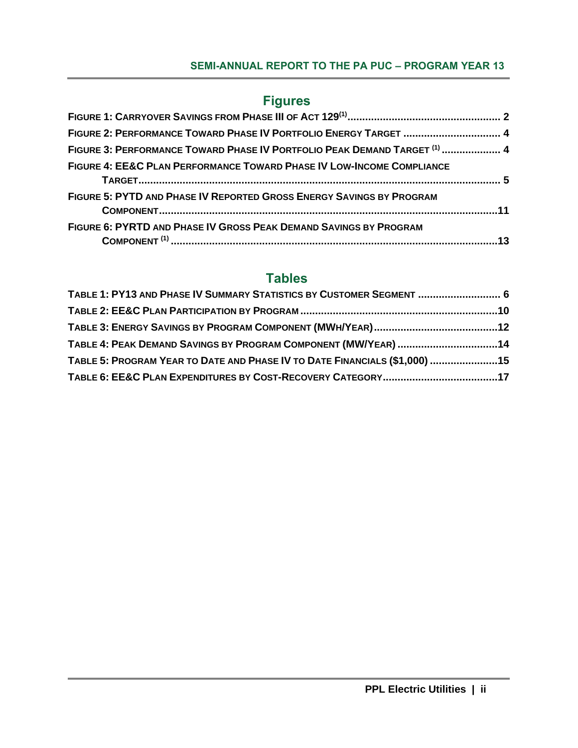## Figures

FIGURE 1: CARRYOVER SAVINGS FROM PHASE III OF ACT 129[1] ........ 2

FIGURE 2: PERFORMANCE TOWARD PHASE IV PORTFOLIO ENERGY TARGET ........ 4

FIGURE 3: PERFORMANCE TOWARD PHASE IV PORTFOLIO PEAK DEMAND TARGET [1] ........ 4

FIGURE 4: EE&C PLAN PERFORMANCE TOWARD PHASE IV LOW-INCOME COMPLIANCE TARGET ........ 5

FIGURE 5: PYTD AND PHASE IV REPORTED GROSS ENERGY SAVINGS BY PROGRAM COMPONENT ........ 11

FIGURE 6: PYRTD AND PHASE IV GROSS PEAK DEMAND SAVINGS BY PROGRAM COMPONENT [1] ........ 13

## Tables

TABLE 1: PY13 AND PHASE IV SUMMARY STATISTICS BY CUSTOMER SEGMENT ........ 6

TABLE 2: EE&C PLAN PARTICIPATION BY PROGRAM ........ 10

TABLE 3: ENERGY SAVINGS BY PROGRAM COMPONENT (MWH/YEAR) ........ 12

TABLE 4: PEAK DEMAND SAVINGS BY PROGRAM COMPONENT (MW/YEAR) ........ 14

TABLE 5: PROGRAM YEAR TO DATE AND PHASE IV TO DATE FINANCIALS ($1,000) ........ 15

TABLE 6: EE&C PLAN EXPENDITURES BY COST-RECOVERY CATEGORY ........ 17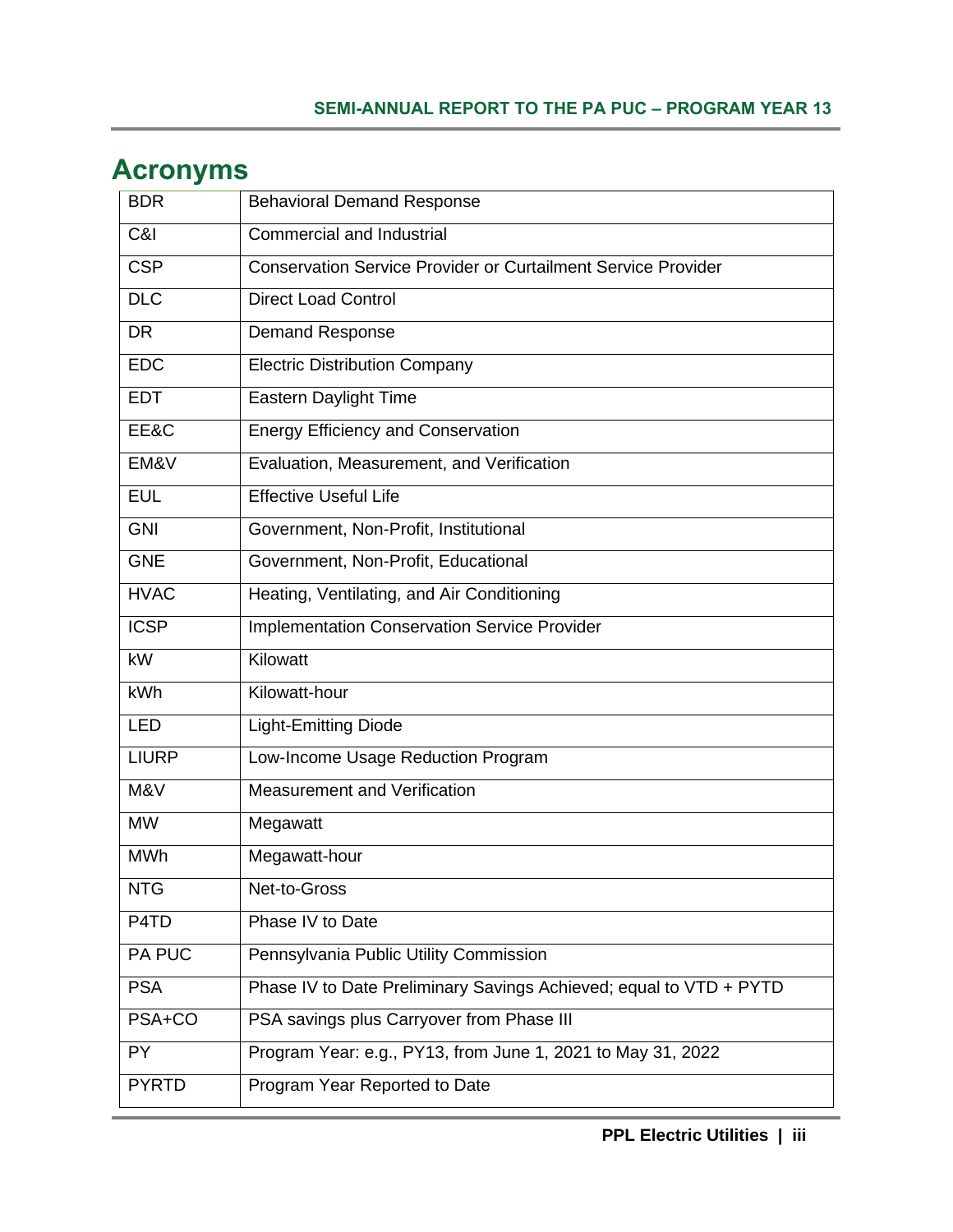# Acronyms

| | |
|---|---|
| BDR | Behavioral Demand Response |
| C&I | Commercial and Industrial |
| CSP | Conservation Service Provider or Curtailment Service Provider |
| DLC | Direct Load Control |
| DR | Demand Response |
| EDC | Electric Distribution Company |
| EDT | Eastern Daylight Time |
| EE&C | Energy Efficiency and Conservation |
| EM&V | Evaluation, Measurement, and Verification |
| EUL | Effective Useful Life |
| GNI | Government, Non-Profit, Institutional |
| GNE | Government, Non-Profit, Educational |
| HVAC | Heating, Ventilating, and Air Conditioning |
| ICSP | Implementation Conservation Service Provider |
| kW | Kilowatt |
| kWh | Kilowatt-hour |
| LED | Light-Emitting Diode |
| LIURP | Low-Income Usage Reduction Program |
| M&V | Measurement and Verification |
| MW | Megawatt |
| MWh | Megawatt-hour |
| NTG | Net-to-Gross |
| P4TD | Phase IV to Date |
| PA PUC | Pennsylvania Public Utility Commission |
| PSA | Phase IV to Date Preliminary Savings Achieved; equal to VTD + PYTD |
| PSA+CO | PSA savings plus Carryover from Phase III |
| PY | Program Year: e.g., PY13, from June 1, 2021 to May 31, 2022 |
| PYRTD | Program Year Reported to Date |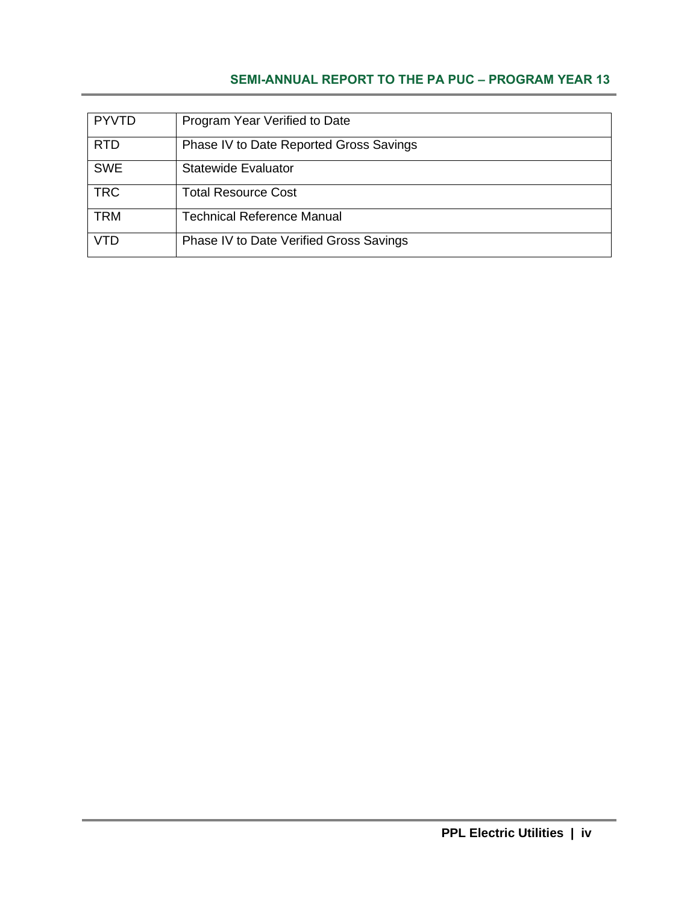| | |
|---|---|
| PYVTD | Program Year Verified to Date |
| RTD | Phase IV to Date Reported Gross Savings |
| SWE | Statewide Evaluator |
| TRC | Total Resource Cost |
| TRM | Technical Reference Manual |
| VTD | Phase IV to Date Verified Gross Savings |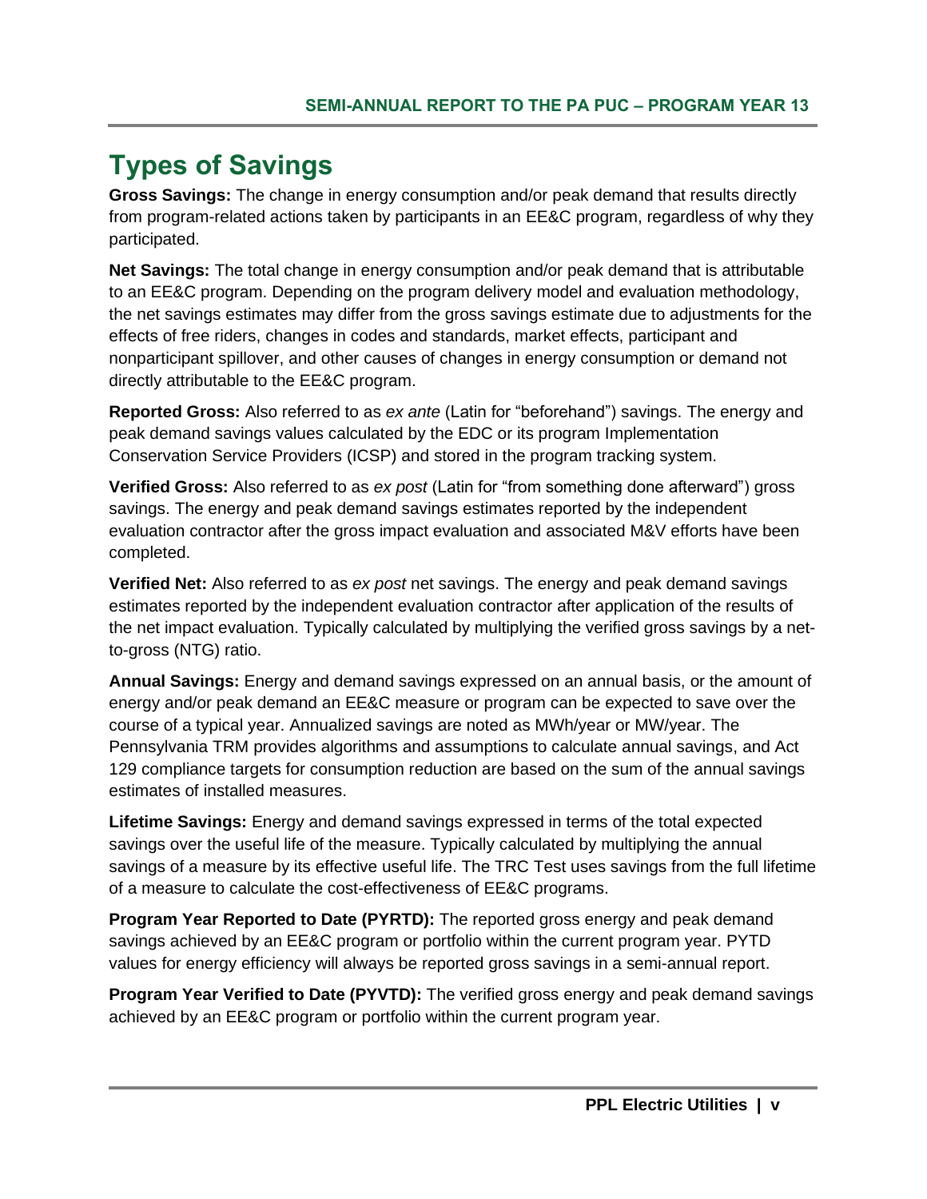# Types of Savings

**Gross Savings:** The change in energy consumption and/or peak demand that results directly from program-related actions taken by participants in an EE&C program, regardless of why they participated.

**Net Savings:** The total change in energy consumption and/or peak demand that is attributable to an EE&C program. Depending on the program delivery model and evaluation methodology, the net savings estimates may differ from the gross savings estimate due to adjustments for the effects of free riders, changes in codes and standards, market effects, participant and nonparticipant spillover, and other causes of changes in energy consumption or demand not directly attributable to the EE&C program.

**Reported Gross:** Also referred to as *ex ante* (Latin for "beforehand") savings. The energy and peak demand savings values calculated by the EDC or its program Implementation Conservation Service Providers (ICSP) and stored in the program tracking system.

**Verified Gross:** Also referred to as *ex post* (Latin for "from something done afterward") gross savings. The energy and peak demand savings estimates reported by the independent evaluation contractor after the gross impact evaluation and associated M&V efforts have been completed.

**Verified Net:** Also referred to as *ex post* net savings. The energy and peak demand savings estimates reported by the independent evaluation contractor after application of the results of the net impact evaluation. Typically calculated by multiplying the verified gross savings by a net-to-gross (NTG) ratio.

**Annual Savings:** Energy and demand savings expressed on an annual basis, or the amount of energy and/or peak demand an EE&C measure or program can be expected to save over the course of a typical year. Annualized savings are noted as MWh/year or MW/year. The Pennsylvania TRM provides algorithms and assumptions to calculate annual savings, and Act 129 compliance targets for consumption reduction are based on the sum of the annual savings estimates of installed measures.

**Lifetime Savings:** Energy and demand savings expressed in terms of the total expected savings over the useful life of the measure. Typically calculated by multiplying the annual savings of a measure by its effective useful life. The TRC Test uses savings from the full lifetime of a measure to calculate the cost-effectiveness of EE&C programs.

**Program Year Reported to Date (PYRTD):** The reported gross energy and peak demand savings achieved by an EE&C program or portfolio within the current program year. PYTD values for energy efficiency will always be reported gross savings in a semi-annual report.

**Program Year Verified to Date (PYVTD):** The verified gross energy and peak demand savings achieved by an EE&C program or portfolio within the current program year.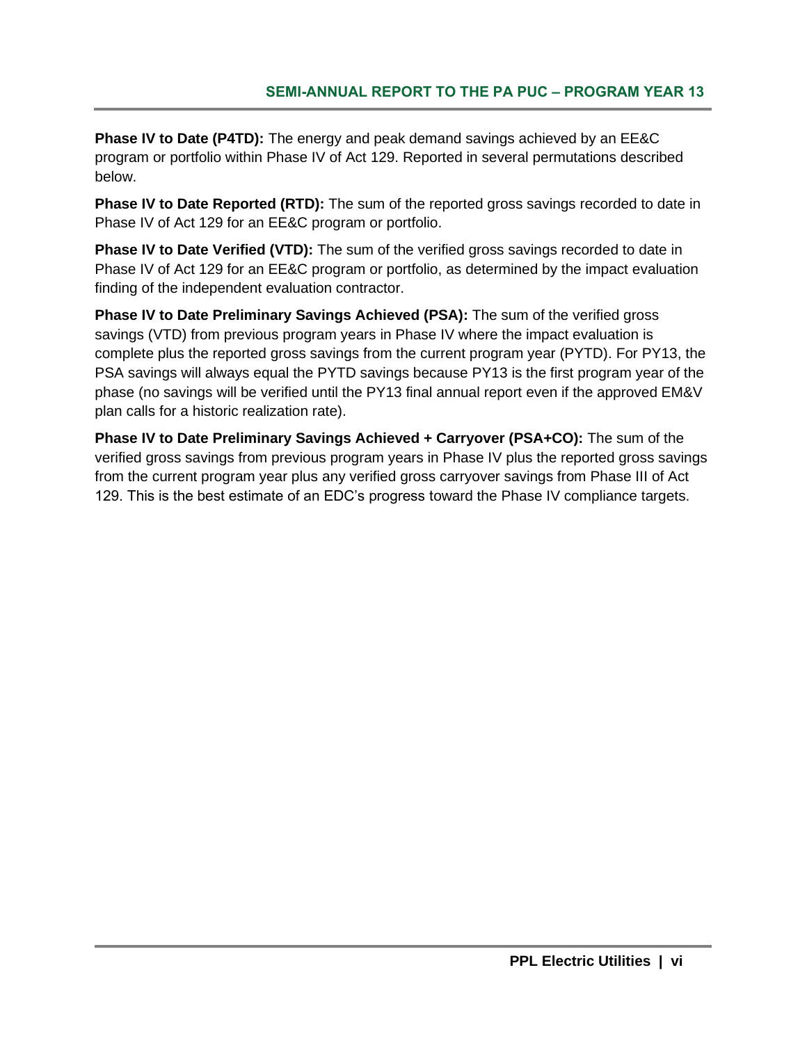**Phase IV to Date (P4TD):** The energy and peak demand savings achieved by an EE&C program or portfolio within Phase IV of Act 129. Reported in several permutations described below.

**Phase IV to Date Reported (RTD):** The sum of the reported gross savings recorded to date in Phase IV of Act 129 for an EE&C program or portfolio.

**Phase IV to Date Verified (VTD):** The sum of the verified gross savings recorded to date in Phase IV of Act 129 for an EE&C program or portfolio, as determined by the impact evaluation finding of the independent evaluation contractor.

**Phase IV to Date Preliminary Savings Achieved (PSA):** The sum of the verified gross savings (VTD) from previous program years in Phase IV where the impact evaluation is complete plus the reported gross savings from the current program year (PYTD). For PY13, the PSA savings will always equal the PYTD savings because PY13 is the first program year of the phase (no savings will be verified until the PY13 final annual report even if the approved EM&V plan calls for a historic realization rate).

**Phase IV to Date Preliminary Savings Achieved + Carryover (PSA+CO):** The sum of the verified gross savings from previous program years in Phase IV plus the reported gross savings from the current program year plus any verified gross carryover savings from Phase III of Act 129. This is the best estimate of an EDC's progress toward the Phase IV compliance targets.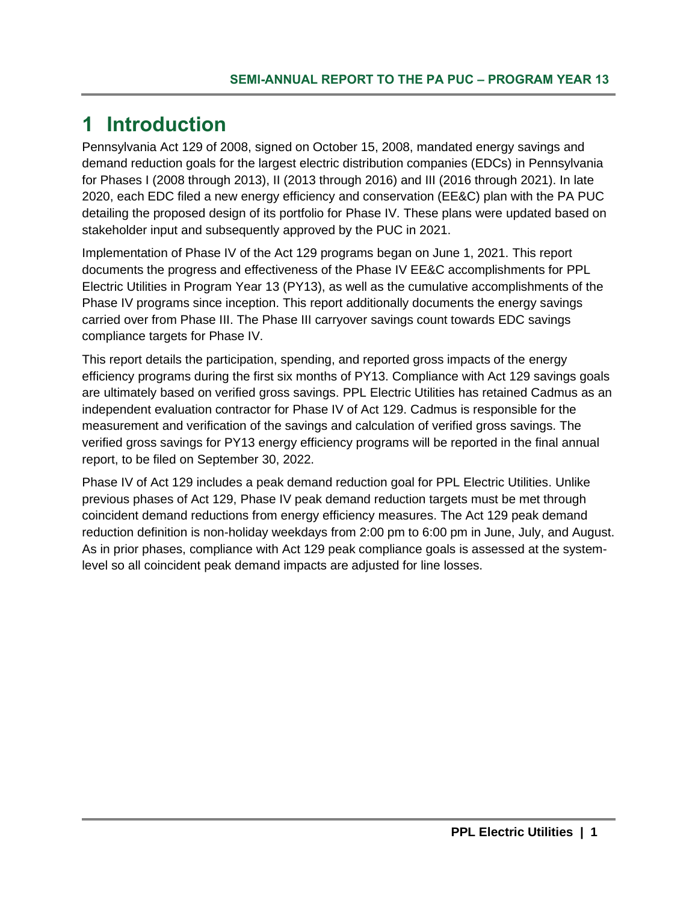# 1 Introduction

Pennsylvania Act 129 of 2008, signed on October 15, 2008, mandated energy savings and demand reduction goals for the largest electric distribution companies (EDCs) in Pennsylvania for Phases I (2008 through 2013), II (2013 through 2016) and III (2016 through 2021). In late 2020, each EDC filed a new energy efficiency and conservation (EE&C) plan with the PA PUC detailing the proposed design of its portfolio for Phase IV. These plans were updated based on stakeholder input and subsequently approved by the PUC in 2021.

Implementation of Phase IV of the Act 129 programs began on June 1, 2021. This report documents the progress and effectiveness of the Phase IV EE&C accomplishments for PPL Electric Utilities in Program Year 13 (PY13), as well as the cumulative accomplishments of the Phase IV programs since inception. This report additionally documents the energy savings carried over from Phase III. The Phase III carryover savings count towards EDC savings compliance targets for Phase IV.

This report details the participation, spending, and reported gross impacts of the energy efficiency programs during the first six months of PY13. Compliance with Act 129 savings goals are ultimately based on verified gross savings. PPL Electric Utilities has retained Cadmus as an independent evaluation contractor for Phase IV of Act 129. Cadmus is responsible for the measurement and verification of the savings and calculation of verified gross savings. The verified gross savings for PY13 energy efficiency programs will be reported in the final annual report, to be filed on September 30, 2022.

Phase IV of Act 129 includes a peak demand reduction goal for PPL Electric Utilities. Unlike previous phases of Act 129, Phase IV peak demand reduction targets must be met through coincident demand reductions from energy efficiency measures. The Act 129 peak demand reduction definition is non-holiday weekdays from 2:00 pm to 6:00 pm in June, July, and August. As in prior phases, compliance with Act 129 peak compliance goals is assessed at the system-level so all coincident peak demand impacts are adjusted for line losses.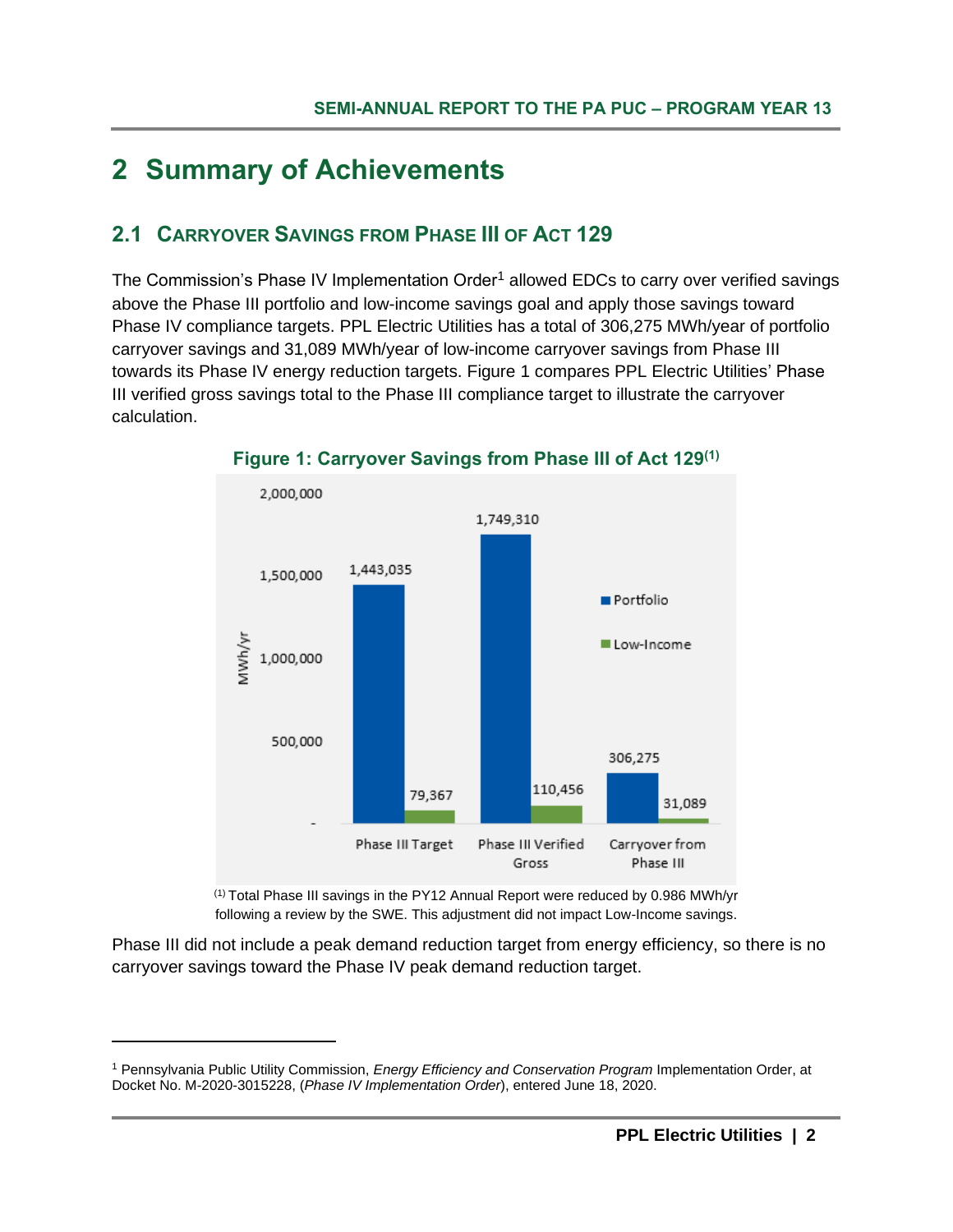# 2 Summary of Achievements

## 2.1 Carryover Savings from Phase III of Act 129

The Commission's Phase IV Implementation Order[1] allowed EDCs to carry over verified savings above the Phase III portfolio and low-income savings goal and apply those savings toward Phase IV compliance targets. PPL Electric Utilities has a total of 306,275 MWh/year of portfolio carryover savings and 31,089 MWh/year of low-income carryover savings from Phase III towards its Phase IV energy reduction targets. Figure 1 compares PPL Electric Utilities' Phase III verified gross savings total to the Phase III compliance target to illustrate the carryover calculation.

**Figure 1: Carryover Savings from Phase III of Act 129[(1)]**

| MWh/yr | Portfolio | Low-Income |
|---|---|---|
| Phase III Target | 1,443,035 | 79,367 |
| Phase III Verified Gross | 1,749,310 | 110,456 |
| Carryover from Phase III | 306,275 | 31,089 |

[(1)] Total Phase III savings in the PY12 Annual Report were reduced by 0.986 MWh/yr following a review by the SWE. This adjustment did not impact Low-Income savings.

Phase III did not include a peak demand reduction target from energy efficiency, so there is no carryover savings toward the Phase IV peak demand reduction target.

---

[1] Pennsylvania Public Utility Commission, *Energy Efficiency and Conservation Program* Implementation Order, at Docket No. M-2020-3015228, (*Phase IV Implementation Order*), entered June 18, 2020.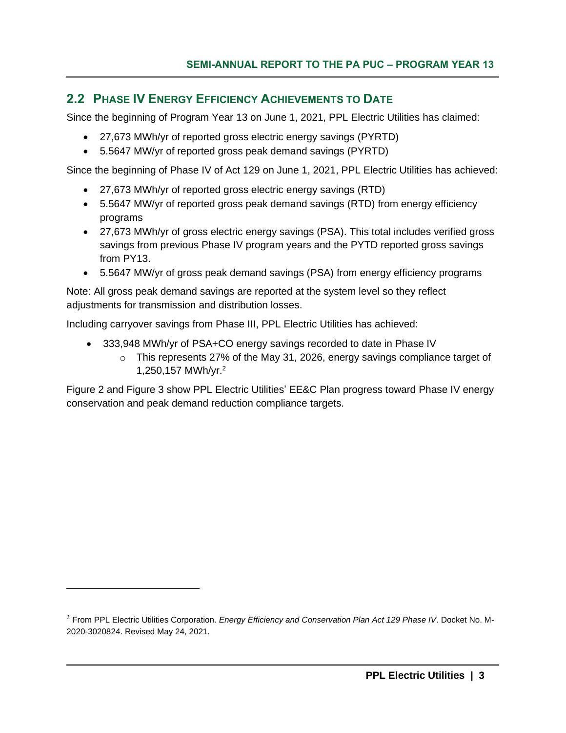## 2.2 Phase IV Energy Efficiency Achievements to Date

Since the beginning of Program Year 13 on June 1, 2021, PPL Electric Utilities has claimed:

- 27,673 MWh/yr of reported gross electric energy savings (PYRTD)
- 5.5647 MW/yr of reported gross peak demand savings (PYRTD)

Since the beginning of Phase IV of Act 129 on June 1, 2021, PPL Electric Utilities has achieved:

- 27,673 MWh/yr of reported gross electric energy savings (RTD)
- 5.5647 MW/yr of reported gross peak demand savings (RTD) from energy efficiency programs
- 27,673 MWh/yr of gross electric energy savings (PSA). This total includes verified gross savings from previous Phase IV program years and the PYTD reported gross savings from PY13.
- 5.5647 MW/yr of gross peak demand savings (PSA) from energy efficiency programs

Note: All gross peak demand savings are reported at the system level so they reflect adjustments for transmission and distribution losses.

Including carryover savings from Phase III, PPL Electric Utilities has achieved:

- 333,948 MWh/yr of PSA+CO energy savings recorded to date in Phase IV
  - This represents 27% of the May 31, 2026, energy savings compliance target of 1,250,157 MWh/yr.[2]

Figure 2 and Figure 3 show PPL Electric Utilities' EE&C Plan progress toward Phase IV energy conservation and peak demand reduction compliance targets.

[2] From PPL Electric Utilities Corporation. *Energy Efficiency and Conservation Plan Act 129 Phase IV*. Docket No. M-2020-3020824. Revised May 24, 2021.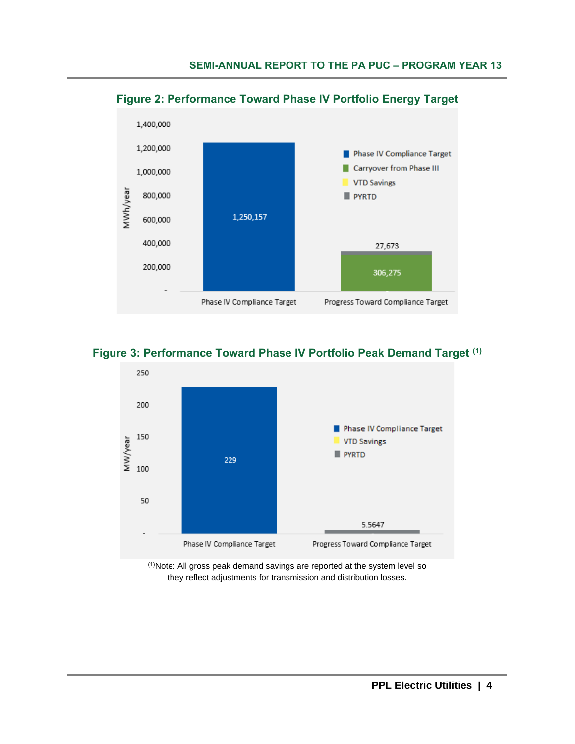**Figure 2: Performance Toward Phase IV Portfolio Energy Target**

| | Phase IV Compliance Target | Carryover from Phase III | PYRTD |
|---|---|---|---|
| Phase IV Compliance Target | 1,250,157 | | |
| Progress Toward Compliance Target | | 306,275 | 27,673 |

MWh/year

**Figure 3: Performance Toward Phase IV Portfolio Peak Demand Target [1]**

| | Phase IV Compliance Target | PYRTD |
|---|---|---|
| Phase IV Compliance Target | 229 | |
| Progress Toward Compliance Target | | 5.5647 |

MW/year

[1]Note: All gross peak demand savings are reported at the system level so they reflect adjustments for transmission and distribution losses.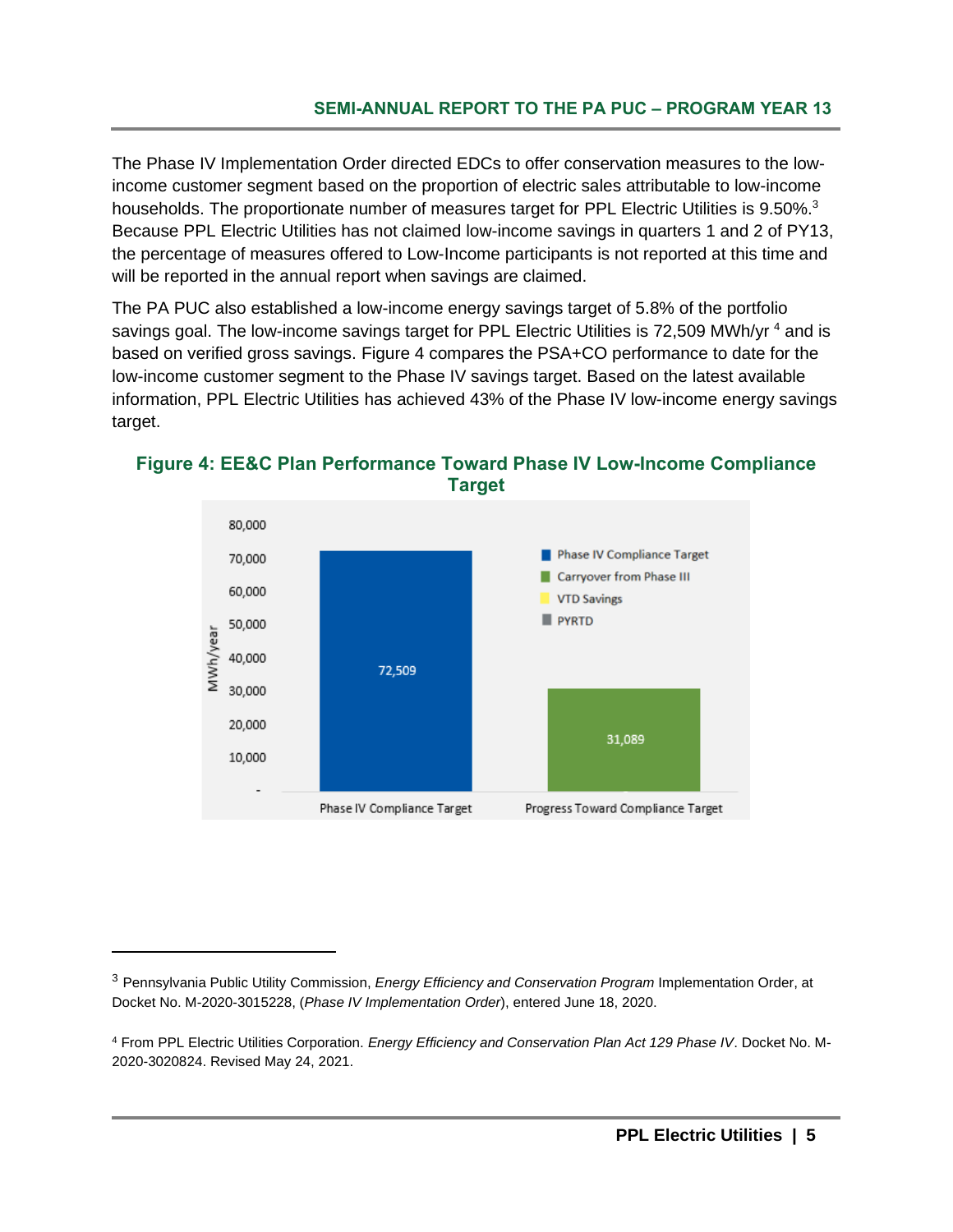The Phase IV Implementation Order directed EDCs to offer conservation measures to the low-income customer segment based on the proportion of electric sales attributable to low-income households. The proportionate number of measures target for PPL Electric Utilities is 9.50%.[3] Because PPL Electric Utilities has not claimed low-income savings in quarters 1 and 2 of PY13, the percentage of measures offered to Low-Income participants is not reported at this time and will be reported in the annual report when savings are claimed.

The PA PUC also established a low-income energy savings target of 5.8% of the portfolio savings goal. The low-income savings target for PPL Electric Utilities is 72,509 MWh/yr [4] and is based on verified gross savings. Figure 4 compares the PSA+CO performance to date for the low-income customer segment to the Phase IV savings target. Based on the latest available information, PPL Electric Utilities has achieved 43% of the Phase IV low-income energy savings target.

### Figure 4: EE&C Plan Performance Toward Phase IV Low-Income Compliance Target

---

[3] Pennsylvania Public Utility Commission, *Energy Efficiency and Conservation Program* Implementation Order, at Docket No. M-2020-3015228, (*Phase IV Implementation Order*), entered June 18, 2020.

[4] From PPL Electric Utilities Corporation. *Energy Efficiency and Conservation Plan Act 129 Phase IV*. Docket No. M-2020-3020824. Revised May 24, 2021.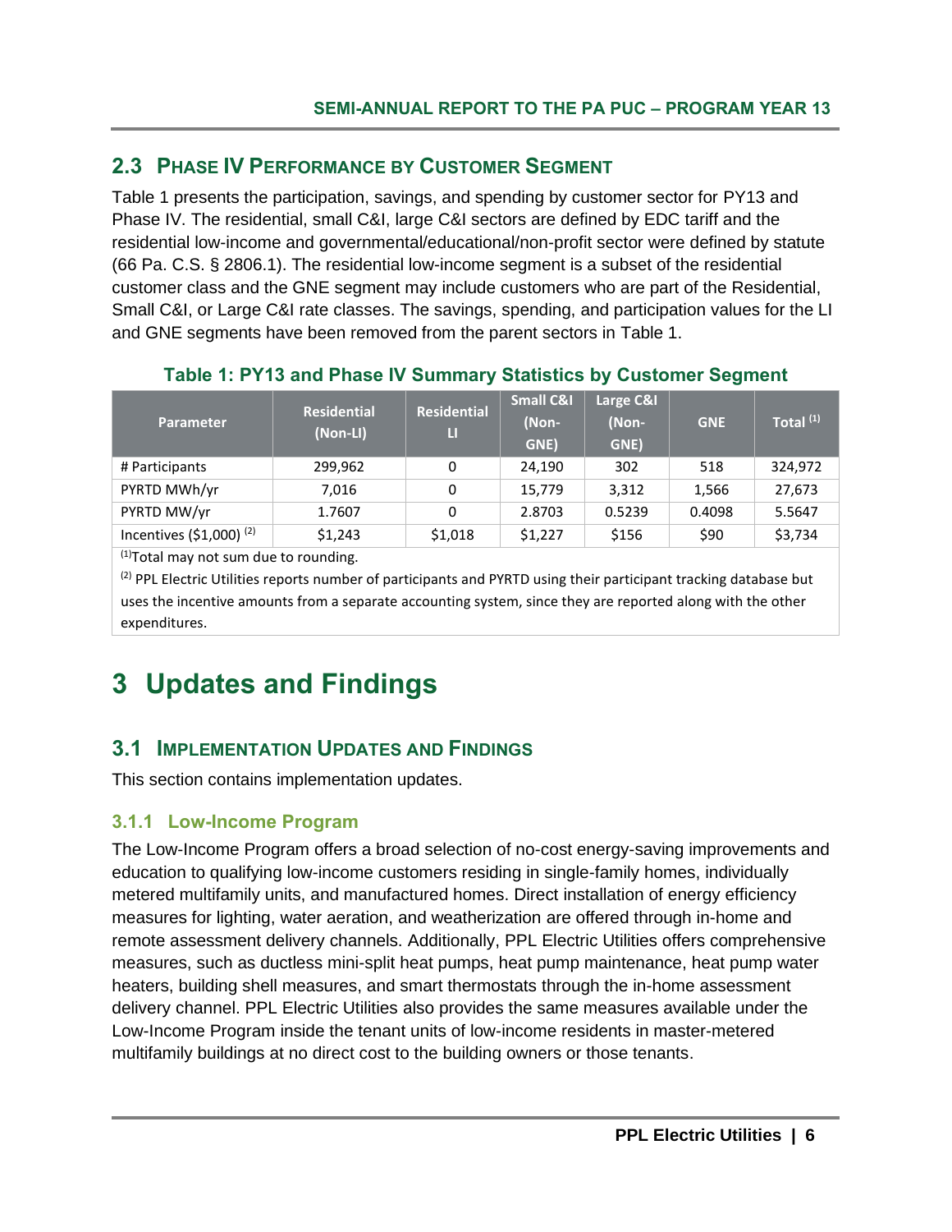## 2.3 Phase IV Performance by Customer Segment

Table 1 presents the participation, savings, and spending by customer sector for PY13 and Phase IV. The residential, small C&I, large C&I sectors are defined by EDC tariff and the residential low-income and governmental/educational/non-profit sector were defined by statute (66 Pa. C.S. § 2806.1). The residential low-income segment is a subset of the residential customer class and the GNE segment may include customers who are part of the Residential, Small C&I, or Large C&I rate classes. The savings, spending, and participation values for the LI and GNE segments have been removed from the parent sectors in Table 1.

**Table 1: PY13 and Phase IV Summary Statistics by Customer Segment**

| Parameter | Residential (Non-LI) | Residential LI | Small C&I (Non-GNE) | Large C&I (Non-GNE) | GNE | Total [(1)] |
|---|---|---|---|---|---|---|
| # Participants | 299,962 | 0 | 24,190 | 302 | 518 | 324,972 |
| PYRTD MWh/yr | 7,016 | 0 | 15,779 | 3,312 | 1,566 | 27,673 |
| PYRTD MW/yr | 1.7607 | 0 | 2.8703 | 0.5239 | 0.4098 | 5.5647 |
| Incentives ($1,000) [(2)] | $1,243 | $1,018 | $1,227 | $156 | $90 | $3,734 |

[(1)] Total may not sum due to rounding.

[(2)] PPL Electric Utilities reports number of participants and PYRTD using their participant tracking database but uses the incentive amounts from a separate accounting system, since they are reported along with the other expenditures.

# 3 Updates and Findings

## 3.1 Implementation Updates and Findings

This section contains implementation updates.

### 3.1.1 Low-Income Program

The Low-Income Program offers a broad selection of no-cost energy-saving improvements and education to qualifying low-income customers residing in single-family homes, individually metered multifamily units, and manufactured homes. Direct installation of energy efficiency measures for lighting, water aeration, and weatherization are offered through in-home and remote assessment delivery channels. Additionally, PPL Electric Utilities offers comprehensive measures, such as ductless mini-split heat pumps, heat pump maintenance, heat pump water heaters, building shell measures, and smart thermostats through the in-home assessment delivery channel. PPL Electric Utilities also provides the same measures available under the Low-Income Program inside the tenant units of low-income residents in master-metered multifamily buildings at no direct cost to the building owners or those tenants.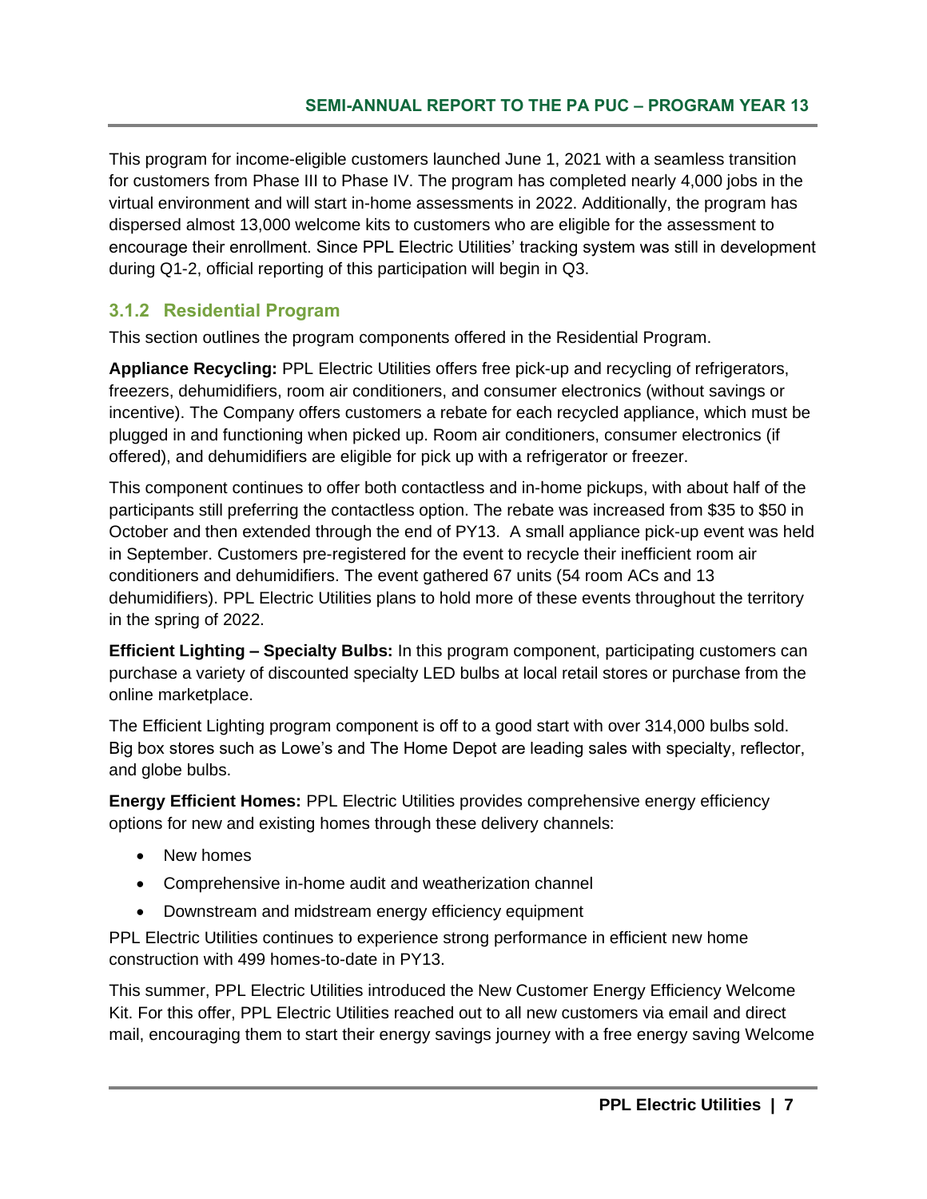This program for income-eligible customers launched June 1, 2021 with a seamless transition for customers from Phase III to Phase IV. The program has completed nearly 4,000 jobs in the virtual environment and will start in-home assessments in 2022. Additionally, the program has dispersed almost 13,000 welcome kits to customers who are eligible for the assessment to encourage their enrollment. Since PPL Electric Utilities' tracking system was still in development during Q1-2, official reporting of this participation will begin in Q3.

### 3.1.2 Residential Program

This section outlines the program components offered in the Residential Program.

**Appliance Recycling:** PPL Electric Utilities offers free pick-up and recycling of refrigerators, freezers, dehumidifiers, room air conditioners, and consumer electronics (without savings or incentive). The Company offers customers a rebate for each recycled appliance, which must be plugged in and functioning when picked up. Room air conditioners, consumer electronics (if offered), and dehumidifiers are eligible for pick up with a refrigerator or freezer.

This component continues to offer both contactless and in-home pickups, with about half of the participants still preferring the contactless option. The rebate was increased from $35 to $50 in October and then extended through the end of PY13. A small appliance pick-up event was held in September. Customers pre-registered for the event to recycle their inefficient room air conditioners and dehumidifiers. The event gathered 67 units (54 room ACs and 13 dehumidifiers). PPL Electric Utilities plans to hold more of these events throughout the territory in the spring of 2022.

**Efficient Lighting – Specialty Bulbs:** In this program component, participating customers can purchase a variety of discounted specialty LED bulbs at local retail stores or purchase from the online marketplace.

The Efficient Lighting program component is off to a good start with over 314,000 bulbs sold. Big box stores such as Lowe's and The Home Depot are leading sales with specialty, reflector, and globe bulbs.

**Energy Efficient Homes:** PPL Electric Utilities provides comprehensive energy efficiency options for new and existing homes through these delivery channels:

- New homes
- Comprehensive in-home audit and weatherization channel
- Downstream and midstream energy efficiency equipment

PPL Electric Utilities continues to experience strong performance in efficient new home construction with 499 homes-to-date in PY13.

This summer, PPL Electric Utilities introduced the New Customer Energy Efficiency Welcome Kit. For this offer, PPL Electric Utilities reached out to all new customers via email and direct mail, encouraging them to start their energy savings journey with a free energy saving Welcome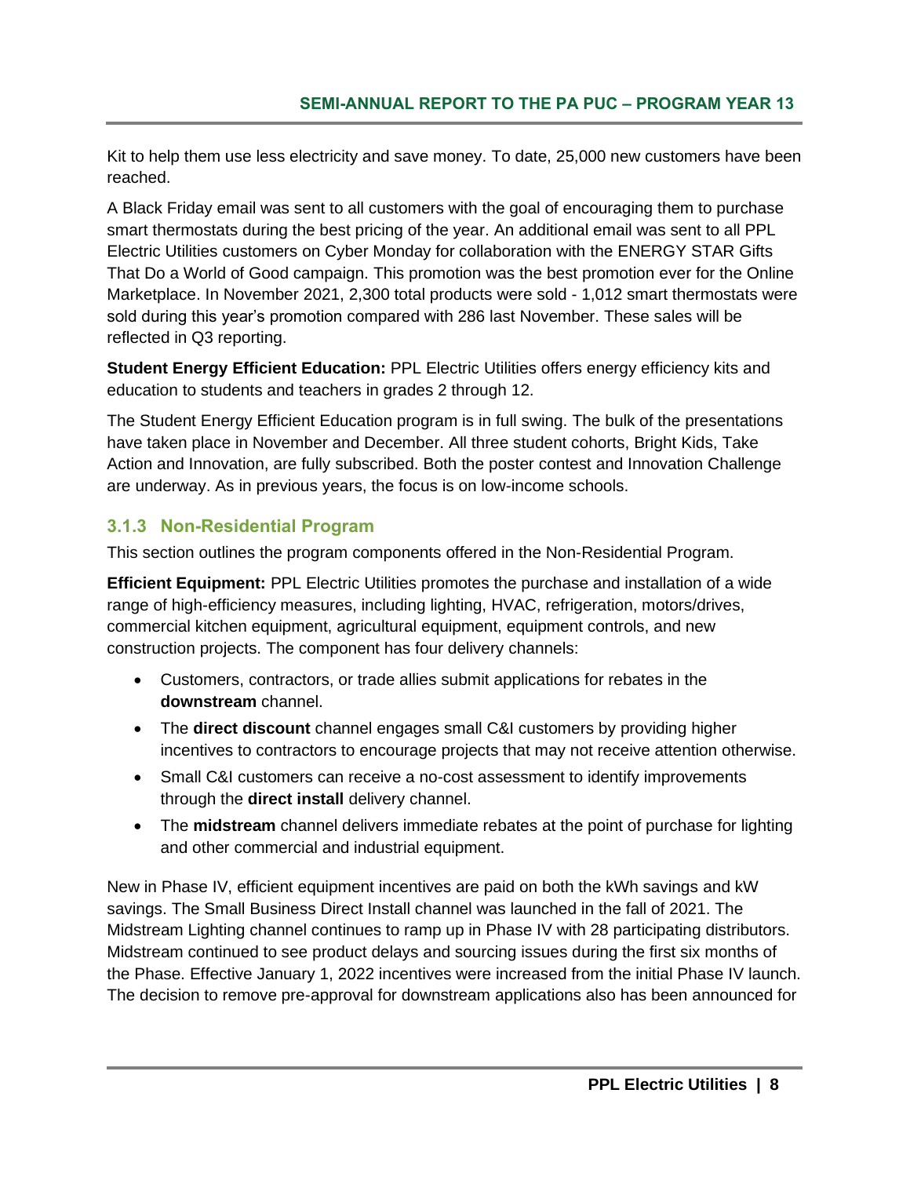Kit to help them use less electricity and save money. To date, 25,000 new customers have been reached.

A Black Friday email was sent to all customers with the goal of encouraging them to purchase smart thermostats during the best pricing of the year. An additional email was sent to all PPL Electric Utilities customers on Cyber Monday for collaboration with the ENERGY STAR Gifts That Do a World of Good campaign. This promotion was the best promotion ever for the Online Marketplace. In November 2021, 2,300 total products were sold - 1,012 smart thermostats were sold during this year's promotion compared with 286 last November. These sales will be reflected in Q3 reporting.

**Student Energy Efficient Education:** PPL Electric Utilities offers energy efficiency kits and education to students and teachers in grades 2 through 12.

The Student Energy Efficient Education program is in full swing. The bulk of the presentations have taken place in November and December. All three student cohorts, Bright Kids, Take Action and Innovation, are fully subscribed. Both the poster contest and Innovation Challenge are underway. As in previous years, the focus is on low-income schools.

### 3.1.3 Non-Residential Program

This section outlines the program components offered in the Non-Residential Program.

**Efficient Equipment:** PPL Electric Utilities promotes the purchase and installation of a wide range of high-efficiency measures, including lighting, HVAC, refrigeration, motors/drives, commercial kitchen equipment, agricultural equipment, equipment controls, and new construction projects. The component has four delivery channels:

- Customers, contractors, or trade allies submit applications for rebates in the **downstream** channel.
- The **direct discount** channel engages small C&I customers by providing higher incentives to contractors to encourage projects that may not receive attention otherwise.
- Small C&I customers can receive a no-cost assessment to identify improvements through the **direct install** delivery channel.
- The **midstream** channel delivers immediate rebates at the point of purchase for lighting and other commercial and industrial equipment.

New in Phase IV, efficient equipment incentives are paid on both the kWh savings and kW savings. The Small Business Direct Install channel was launched in the fall of 2021. The Midstream Lighting channel continues to ramp up in Phase IV with 28 participating distributors. Midstream continued to see product delays and sourcing issues during the first six months of the Phase. Effective January 1, 2022 incentives were increased from the initial Phase IV launch. The decision to remove pre-approval for downstream applications also has been announced for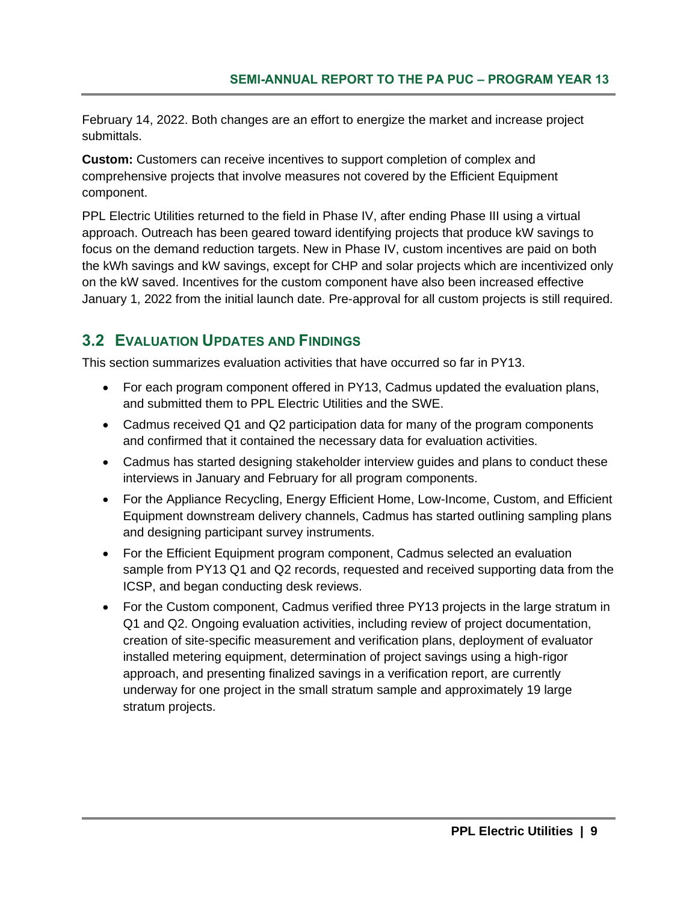February 14, 2022. Both changes are an effort to energize the market and increase project submittals.

**Custom:** Customers can receive incentives to support completion of complex and comprehensive projects that involve measures not covered by the Efficient Equipment component.

PPL Electric Utilities returned to the field in Phase IV, after ending Phase III using a virtual approach. Outreach has been geared toward identifying projects that produce kW savings to focus on the demand reduction targets. New in Phase IV, custom incentives are paid on both the kWh savings and kW savings, except for CHP and solar projects which are incentivized only on the kW saved. Incentives for the custom component have also been increased effective January 1, 2022 from the initial launch date. Pre-approval for all custom projects is still required.

## 3.2 Evaluation Updates and Findings

This section summarizes evaluation activities that have occurred so far in PY13.

- For each program component offered in PY13, Cadmus updated the evaluation plans, and submitted them to PPL Electric Utilities and the SWE.
- Cadmus received Q1 and Q2 participation data for many of the program components and confirmed that it contained the necessary data for evaluation activities.
- Cadmus has started designing stakeholder interview guides and plans to conduct these interviews in January and February for all program components.
- For the Appliance Recycling, Energy Efficient Home, Low-Income, Custom, and Efficient Equipment downstream delivery channels, Cadmus has started outlining sampling plans and designing participant survey instruments.
- For the Efficient Equipment program component, Cadmus selected an evaluation sample from PY13 Q1 and Q2 records, requested and received supporting data from the ICSP, and began conducting desk reviews.
- For the Custom component, Cadmus verified three PY13 projects in the large stratum in Q1 and Q2. Ongoing evaluation activities, including review of project documentation, creation of site-specific measurement and verification plans, deployment of evaluator installed metering equipment, determination of project savings using a high-rigor approach, and presenting finalized savings in a verification report, are currently underway for one project in the small stratum sample and approximately 19 large stratum projects.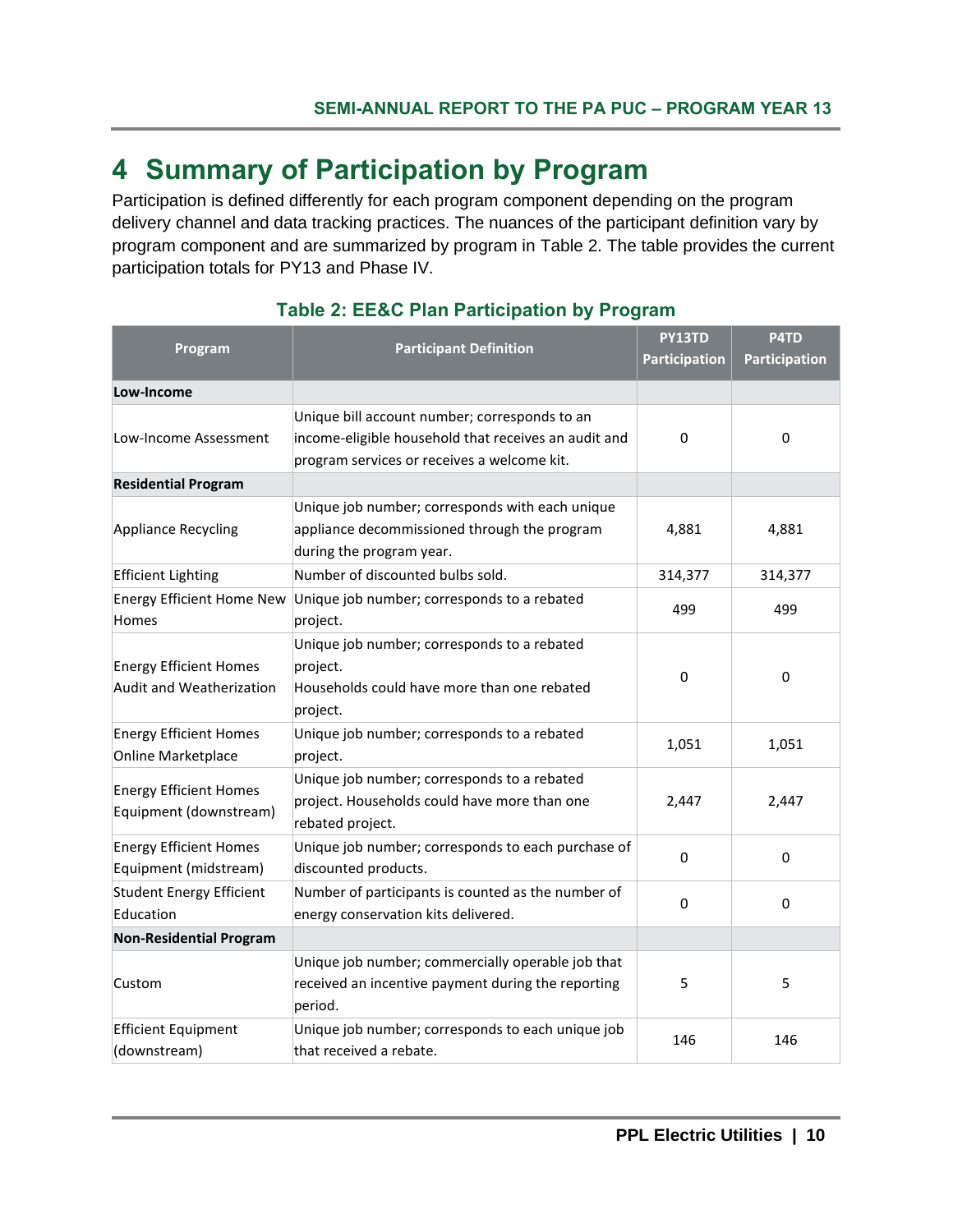# 4 Summary of Participation by Program

Participation is defined differently for each program component depending on the program delivery channel and data tracking practices. The nuances of the participant definition vary by program component and are summarized by program in Table 2. The table provides the current participation totals for PY13 and Phase IV.

**Table 2: EE&C Plan Participation by Program**

| Program | Participant Definition | PY13TD Participation | P4TD Participation |
|---|---|---|---|
| **Low-Income** | | | |
| Low-Income Assessment | Unique bill account number; corresponds to an income-eligible household that receives an audit and program services or receives a welcome kit. | 0 | 0 |
| **Residential Program** | | | |
| Appliance Recycling | Unique job number; corresponds with each unique appliance decommissioned through the program during the program year. | 4,881 | 4,881 |
| Efficient Lighting | Number of discounted bulbs sold. | 314,377 | 314,377 |
| Energy Efficient Home New Homes | Unique job number; corresponds to a rebated project. | 499 | 499 |
| Energy Efficient Homes Audit and Weatherization | Unique job number; corresponds to a rebated project. Households could have more than one rebated project. | 0 | 0 |
| Energy Efficient Homes Online Marketplace | Unique job number; corresponds to a rebated project. | 1,051 | 1,051 |
| Energy Efficient Homes Equipment (downstream) | Unique job number; corresponds to a rebated project. Households could have more than one rebated project. | 2,447 | 2,447 |
| Energy Efficient Homes Equipment (midstream) | Unique job number; corresponds to each purchase of discounted products. | 0 | 0 |
| Student Energy Efficient Education | Number of participants is counted as the number of energy conservation kits delivered. | 0 | 0 |
| **Non-Residential Program** | | | |
| Custom | Unique job number; commercially operable job that received an incentive payment during the reporting period. | 5 | 5 |
| Efficient Equipment (downstream) | Unique job number; corresponds to each unique job that received a rebate. | 146 | 146 |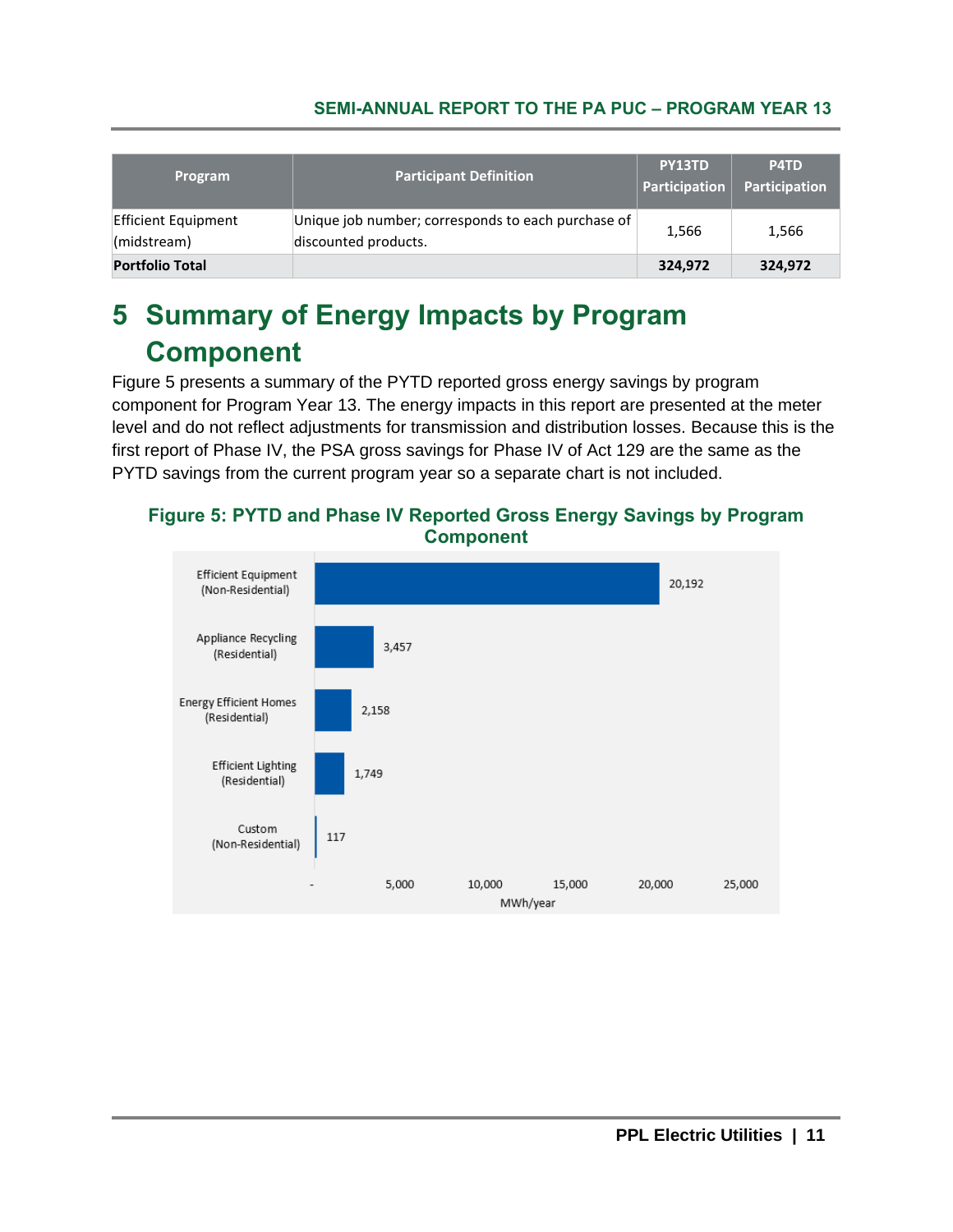| Program | Participant Definition | PY13TD Participation | P4TD Participation |
|---|---|---|---|
| Efficient Equipment (midstream) | Unique job number; corresponds to each purchase of discounted products. | 1,566 | 1,566 |
| **Portfolio Total** | | **324,972** | **324,972** |

# 5 Summary of Energy Impacts by Program Component

Figure 5 presents a summary of the PYTD reported gross energy savings by program component for Program Year 13. The energy impacts in this report are presented at the meter level and do not reflect adjustments for transmission and distribution losses. Because this is the first report of Phase IV, the PSA gross savings for Phase IV of Act 129 are the same as the PYTD savings from the current program year so a separate chart is not included.

**Figure 5: PYTD and Phase IV Reported Gross Energy Savings by Program Component**

| Program Component | MWh/year |
|---|---|
| Efficient Equipment (Non-Residential) | 20,192 |
| Appliance Recycling (Residential) | 3,457 |
| Energy Efficient Homes (Residential) | 2,158 |
| Efficient Lighting (Residential) | 1,749 |
| Custom (Non-Residential) | 117 |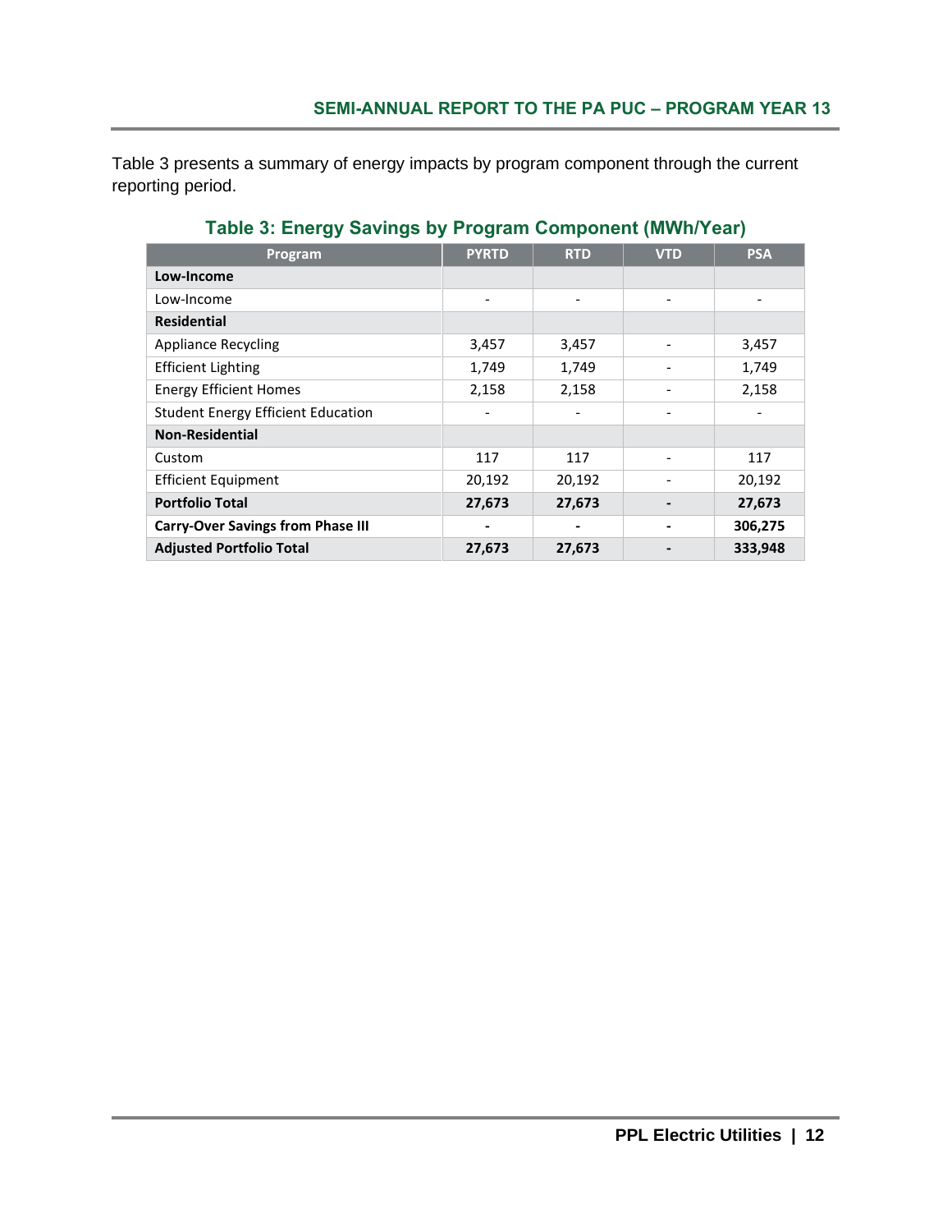Table 3 presents a summary of energy impacts by program component through the current reporting period.

### Table 3: Energy Savings by Program Component (MWh/Year)

| Program | PYRTD | RTD | VTD | PSA |
|---|---|---|---|---|
| **Low-Income** | | | | |
| Low-Income | - | - | - | - |
| **Residential** | | | | |
| Appliance Recycling | 3,457 | 3,457 | - | 3,457 |
| Efficient Lighting | 1,749 | 1,749 | - | 1,749 |
| Energy Efficient Homes | 2,158 | 2,158 | - | 2,158 |
| Student Energy Efficient Education | - | - | - | - |
| **Non-Residential** | | | | |
| Custom | 117 | 117 | - | 117 |
| Efficient Equipment | 20,192 | 20,192 | - | 20,192 |
| **Portfolio Total** | **27,673** | **27,673** | **-** | **27,673** |
| **Carry-Over Savings from Phase III** | **-** | **-** | **-** | **306,275** |
| **Adjusted Portfolio Total** | **27,673** | **27,673** | **-** | **333,948** |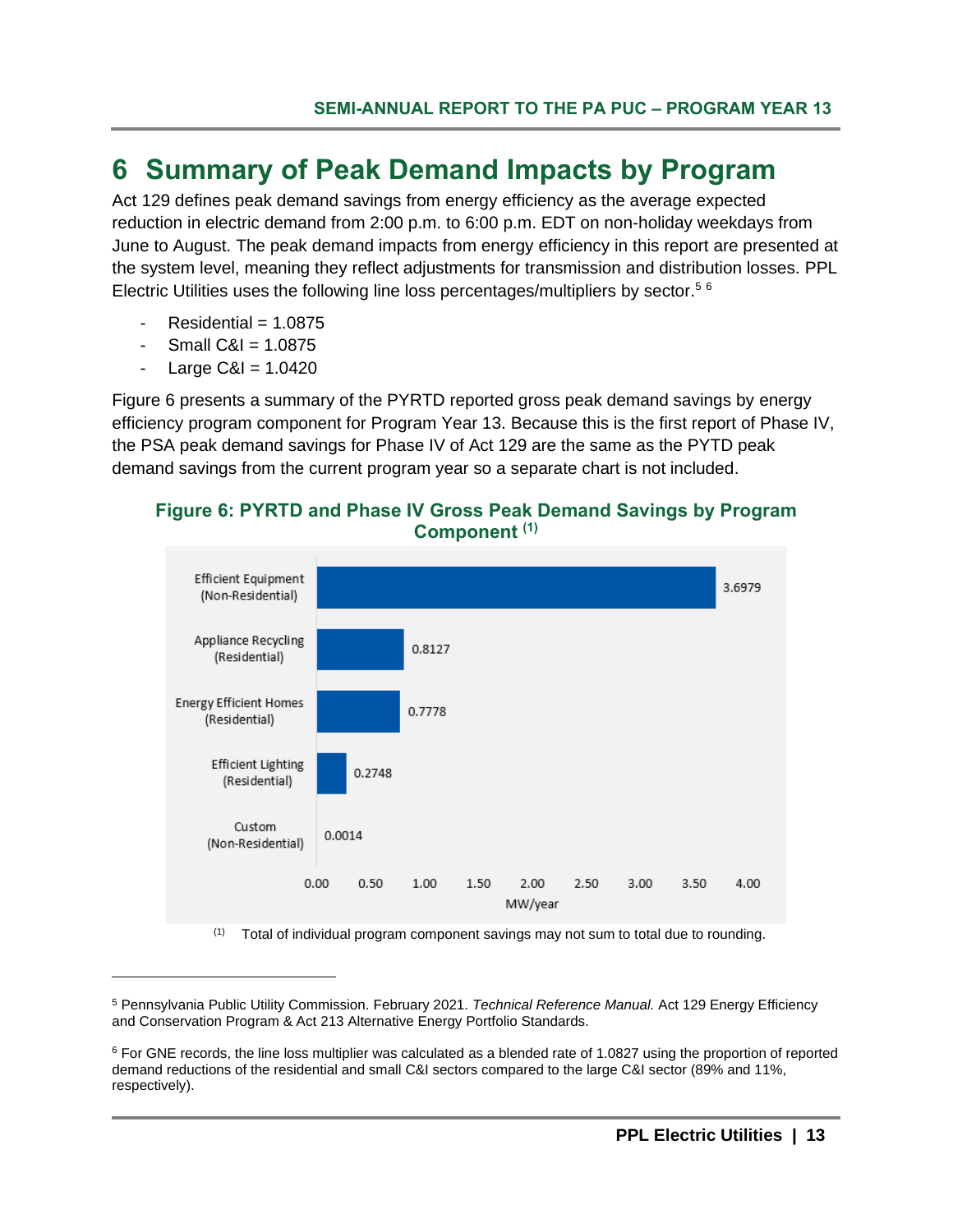# 6 Summary of Peak Demand Impacts by Program

Act 129 defines peak demand savings from energy efficiency as the average expected reduction in electric demand from 2:00 p.m. to 6:00 p.m. EDT on non-holiday weekdays from June to August. The peak demand impacts from energy efficiency in this report are presented at the system level, meaning they reflect adjustments for transmission and distribution losses. PPL Electric Utilities uses the following line loss percentages/multipliers by sector.[5] [6]

- Residential = 1.0875
- Small C&I = 1.0875
- Large C&I = 1.0420

Figure 6 presents a summary of the PYRTD reported gross peak demand savings by energy efficiency program component for Program Year 13. Because this is the first report of Phase IV, the PSA peak demand savings for Phase IV of Act 129 are the same as the PYTD peak demand savings from the current program year so a separate chart is not included.

**Figure 6: PYRTD and Phase IV Gross Peak Demand Savings by Program Component [(1)]**

| Program Component | MW/year |
|---|---|
| Efficient Equipment (Non-Residential) | 3.6979 |
| Appliance Recycling (Residential) | 0.8127 |
| Energy Efficient Homes (Residential) | 0.7778 |
| Efficient Lighting (Residential) | 0.2748 |
| Custom (Non-Residential) | 0.0014 |

[(1)] Total of individual program component savings may not sum to total due to rounding.

---

[5] Pennsylvania Public Utility Commission. February 2021. *Technical Reference Manual.* Act 129 Energy Efficiency and Conservation Program & Act 213 Alternative Energy Portfolio Standards.

[6] For GNE records, the line loss multiplier was calculated as a blended rate of 1.0827 using the proportion of reported demand reductions of the residential and small C&I sectors compared to the large C&I sector (89% and 11%, respectively).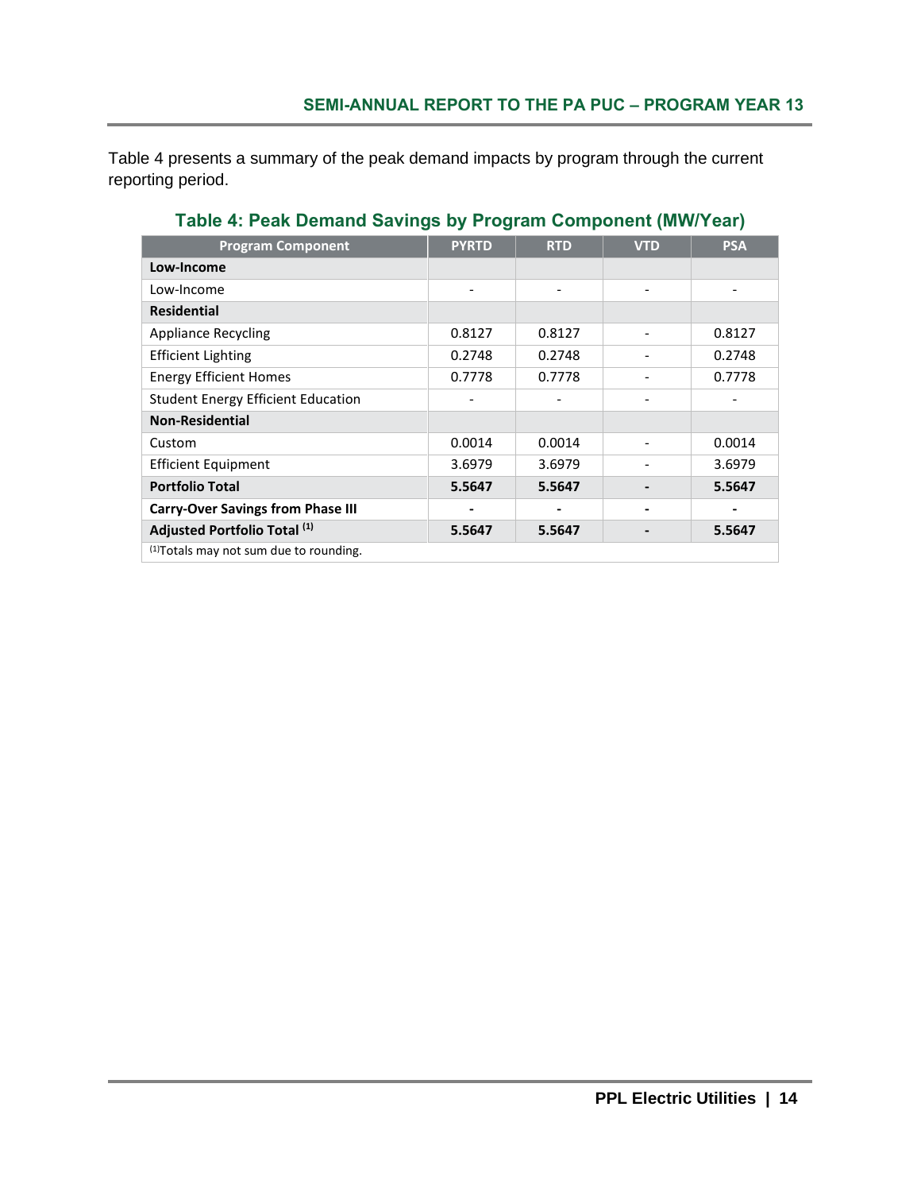Table 4 presents a summary of the peak demand impacts by program through the current reporting period.

**Table 4: Peak Demand Savings by Program Component (MW/Year)**

| Program Component | PYRTD | RTD | VTD | PSA |
|---|---|---|---|---|
| **Low-Income** | | | | |
| Low-Income | - | - | - | - |
| **Residential** | | | | |
| Appliance Recycling | 0.8127 | 0.8127 | - | 0.8127 |
| Efficient Lighting | 0.2748 | 0.2748 | - | 0.2748 |
| Energy Efficient Homes | 0.7778 | 0.7778 | - | 0.7778 |
| Student Energy Efficient Education | - | - | - | - |
| **Non-Residential** | | | | |
| Custom | 0.0014 | 0.0014 | - | 0.0014 |
| Efficient Equipment | 3.6979 | 3.6979 | - | 3.6979 |
| **Portfolio Total** | **5.5647** | **5.5647** | **-** | **5.5647** |
| **Carry-Over Savings from Phase III** | **-** | **-** | **-** | **-** |
| **Adjusted Portfolio Total [1]** | **5.5647** | **5.5647** | **-** | **5.5647** |

[1]Totals may not sum due to rounding.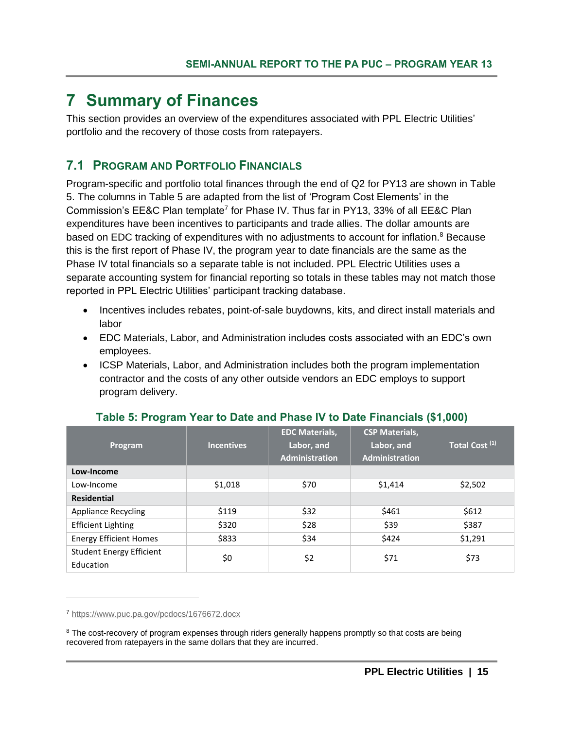# 7 Summary of Finances

This section provides an overview of the expenditures associated with PPL Electric Utilities' portfolio and the recovery of those costs from ratepayers.

## 7.1 Program and Portfolio Financials

Program-specific and portfolio total finances through the end of Q2 for PY13 are shown in Table 5. The columns in Table 5 are adapted from the list of 'Program Cost Elements' in the Commission's EE&C Plan template[7] for Phase IV. Thus far in PY13, 33% of all EE&C Plan expenditures have been incentives to participants and trade allies. The dollar amounts are based on EDC tracking of expenditures with no adjustments to account for inflation.[8] Because this is the first report of Phase IV, the program year to date financials are the same as the Phase IV total financials so a separate table is not included. PPL Electric Utilities uses a separate accounting system for financial reporting so totals in these tables may not match those reported in PPL Electric Utilities' participant tracking database.

- Incentives includes rebates, point-of-sale buydowns, kits, and direct install materials and labor
- EDC Materials, Labor, and Administration includes costs associated with an EDC's own employees.
- ICSP Materials, Labor, and Administration includes both the program implementation contractor and the costs of any other outside vendors an EDC employs to support program delivery.

**Table 5: Program Year to Date and Phase IV to Date Financials ($1,000)**

| Program | Incentives | EDC Materials, Labor, and Administration | CSP Materials, Labor, and Administration | Total Cost (1) |
|---|---|---|---|---|
| **Low-Income** | | | | |
| Low-Income | $1,018 | $70 | $1,414 | $2,502 |
| **Residential** | | | | |
| Appliance Recycling | $119 | $32 | $461 | $612 |
| Efficient Lighting | $320 | $28 | $39 | $387 |
| Energy Efficient Homes | $833 | $34 | $424 | $1,291 |
| Student Energy Efficient Education | $0 | $2 | $71 | $73 |

[7] https://www.puc.pa.gov/pcdocs/1676672.docx

[8] The cost-recovery of program expenses through riders generally happens promptly so that costs are being recovered from ratepayers in the same dollars that they are incurred.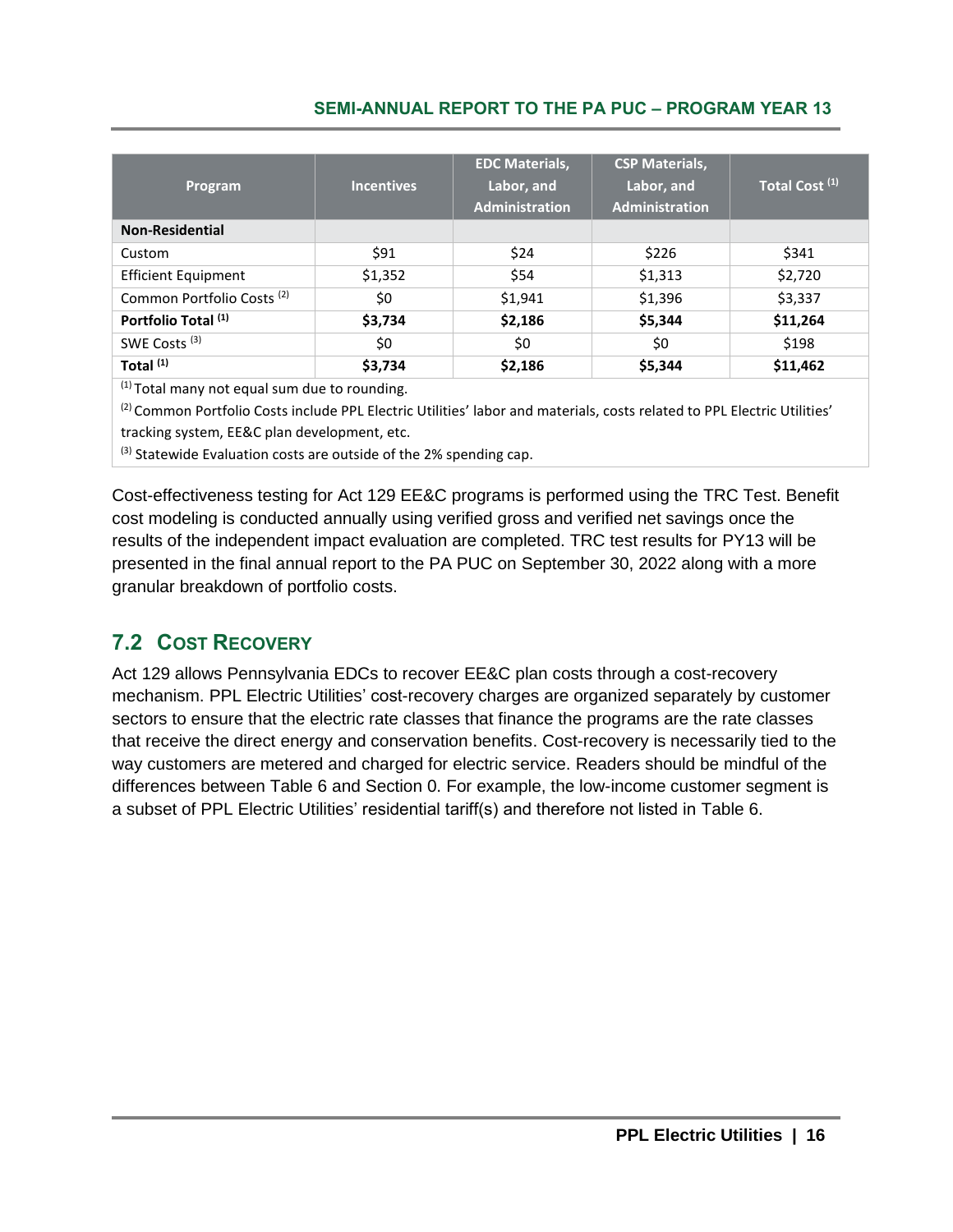| Program | Incentives | EDC Materials, Labor, and Administration | CSP Materials, Labor, and Administration | Total Cost [1] |
|---|---|---|---|---|
| **Non-Residential** | | | | |
| Custom | $91 | $24 | $226 | $341 |
| Efficient Equipment | $1,352 | $54 | $1,313 | $2,720 |
| Common Portfolio Costs [2] | $0 | $1,941 | $1,396 | $3,337 |
| **Portfolio Total [1]** | **$3,734** | **$2,186** | **$5,344** | **$11,264** |
| SWE Costs [3] | $0 | $0 | $0 | $198 |
| **Total [1]** | **$3,734** | **$2,186** | **$5,344** | **$11,462** |

[1] Total many not equal sum due to rounding.

[2] Common Portfolio Costs include PPL Electric Utilities' labor and materials, costs related to PPL Electric Utilities' tracking system, EE&C plan development, etc.

[3] Statewide Evaluation costs are outside of the 2% spending cap.

Cost-effectiveness testing for Act 129 EE&C programs is performed using the TRC Test. Benefit cost modeling is conducted annually using verified gross and verified net savings once the results of the independent impact evaluation are completed. TRC test results for PY13 will be presented in the final annual report to the PA PUC on September 30, 2022 along with a more granular breakdown of portfolio costs.

## 7.2 Cost Recovery

Act 129 allows Pennsylvania EDCs to recover EE&C plan costs through a cost-recovery mechanism. PPL Electric Utilities' cost-recovery charges are organized separately by customer sectors to ensure that the electric rate classes that finance the programs are the rate classes that receive the direct energy and conservation benefits. Cost-recovery is necessarily tied to the way customers are metered and charged for electric service. Readers should be mindful of the differences between Table 6 and Section 0. For example, the low-income customer segment is a subset of PPL Electric Utilities' residential tariff(s) and therefore not listed in Table 6.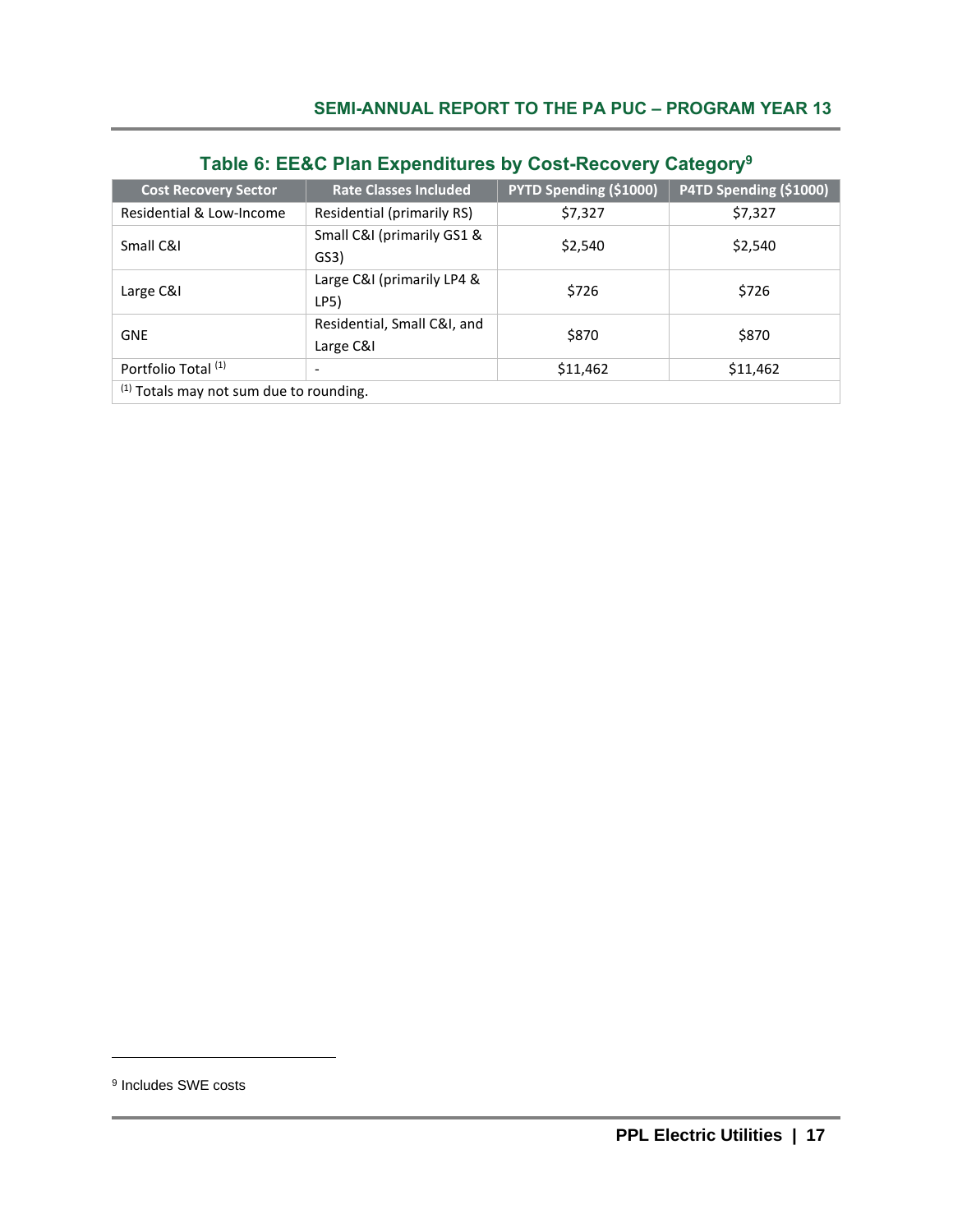### Table 6: EE&C Plan Expenditures by Cost-Recovery Category[9]

| Cost Recovery Sector | Rate Classes Included | PYTD Spending ($1000) | P4TD Spending ($1000) |
|---|---|---|---|
| Residential & Low-Income | Residential (primarily RS) | $7,327 | $7,327 |
| Small C&I | Small C&I (primarily GS1 & GS3) | $2,540 | $2,540 |
| Large C&I | Large C&I (primarily LP4 & LP5) | $726 | $726 |
| GNE | Residential, Small C&I, and Large C&I | $870 | $870 |
| Portfolio Total [(1)] | - | $11,462 | $11,462 |
| [(1)] Totals may not sum due to rounding. | | | |

[9] Includes SWE costs